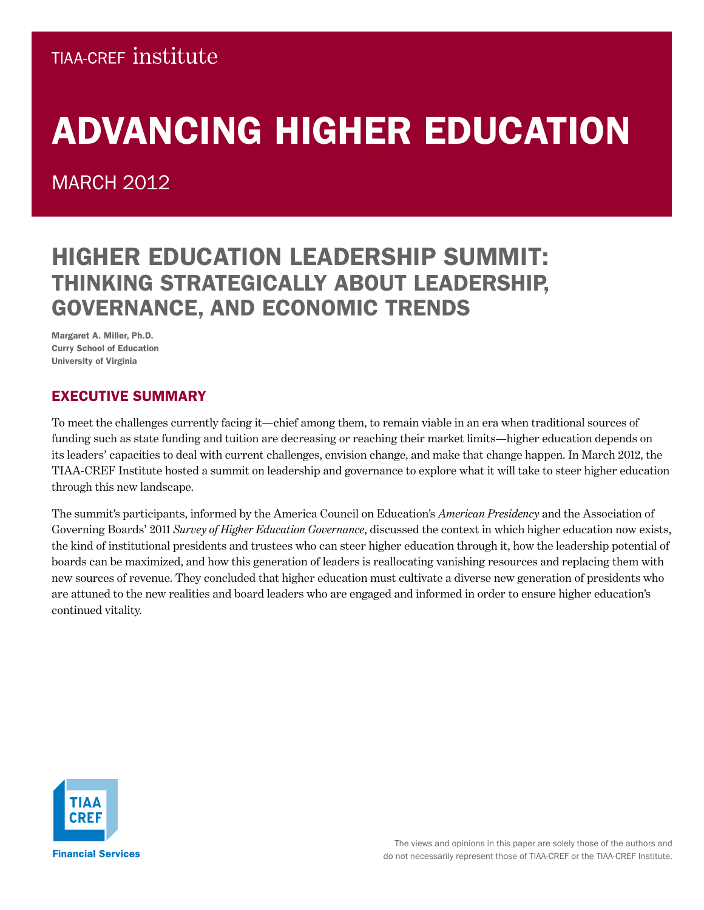TIAA-CREF institute

# ADVANCING HIGHER EDUCATION

MARCH 2012

## HIGHER EDUCATION LEADERSHIP SUMMIT: THINKING STRATEGICALLY ABOUT LEADERSHIP, GOVERNANCE, AND ECONOMIC TRENDS

**Margaret A. Miller, Ph.D.**
**Curry School of Education**
**University of Virginia**

### EXECUTIVE SUMMARY

To meet the challenges currently facing it—chief among them, to remain viable in an era when traditional sources of funding such as state funding and tuition are decreasing or reaching their market limits—higher education depends on its leaders' capacities to deal with current challenges, envision change, and make that change happen. In March 2012, the TIAA-CREF Institute hosted a summit on leadership and governance to explore what it will take to steer higher education through this new landscape.

The summit's participants, informed by the America Council on Education's *American Presidency* and the Association of Governing Boards' 2011 *Survey of Higher Education Governance*, discussed the context in which higher education now exists, the kind of institutional presidents and trustees who can steer higher education through it, how the leadership potential of boards can be maximized, and how this generation of leaders is reallocating vanishing resources and replacing them with new sources of revenue. They concluded that higher education must cultivate a diverse new generation of presidents who are attuned to the new realities and board leaders who are engaged and informed in order to ensure higher education's continued vitality.

TIAA CREF Financial Services

The views and opinions in this paper are solely those of the authors and do not necessarily represent those of TIAA-CREF or the TIAA-CREF Institute.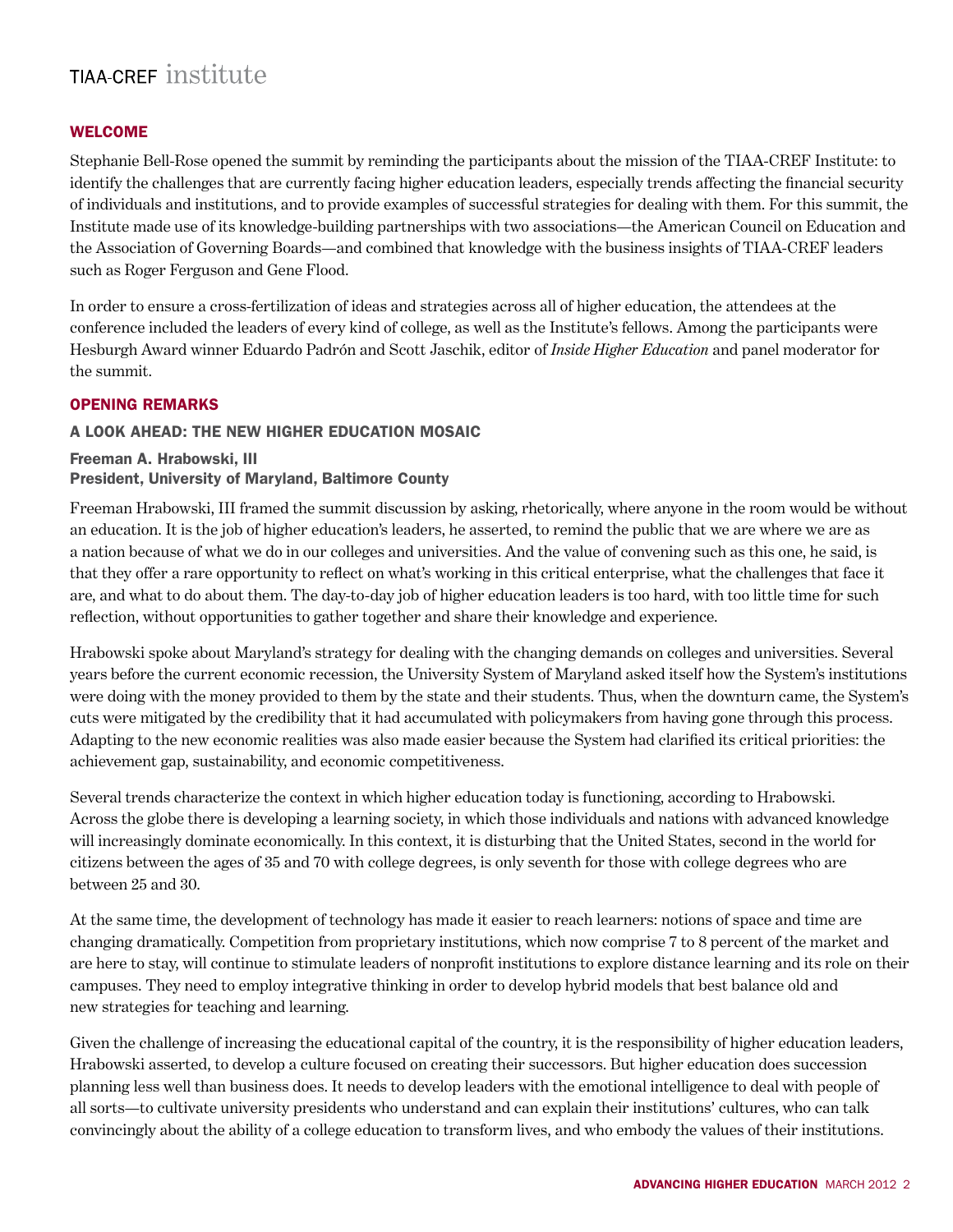## WELCOME

Stephanie Bell-Rose opened the summit by reminding the participants about the mission of the TIAA-CREF Institute: to identify the challenges that are currently facing higher education leaders, especially trends affecting the financial security of individuals and institutions, and to provide examples of successful strategies for dealing with them. For this summit, the Institute made use of its knowledge-building partnerships with two associations—the American Council on Education and the Association of Governing Boards—and combined that knowledge with the business insights of TIAA-CREF leaders such as Roger Ferguson and Gene Flood.

In order to ensure a cross-fertilization of ideas and strategies across all of higher education, the attendees at the conference included the leaders of every kind of college, as well as the Institute's fellows. Among the participants were Hesburgh Award winner Eduardo Padrón and Scott Jaschik, editor of *Inside Higher Education* and panel moderator for the summit.

## OPENING REMARKS

### A LOOK AHEAD: THE NEW HIGHER EDUCATION MOSAIC

**Freeman A. Hrabowski, III**
**President, University of Maryland, Baltimore County**

Freeman Hrabowski, III framed the summit discussion by asking, rhetorically, where anyone in the room would be without an education. It is the job of higher education's leaders, he asserted, to remind the public that we are where we are as a nation because of what we do in our colleges and universities. And the value of convening such as this one, he said, is that they offer a rare opportunity to reflect on what's working in this critical enterprise, what the challenges that face it are, and what to do about them. The day-to-day job of higher education leaders is too hard, with too little time for such reflection, without opportunities to gather together and share their knowledge and experience.

Hrabowski spoke about Maryland's strategy for dealing with the changing demands on colleges and universities. Several years before the current economic recession, the University System of Maryland asked itself how the System's institutions were doing with the money provided to them by the state and their students. Thus, when the downturn came, the System's cuts were mitigated by the credibility that it had accumulated with policymakers from having gone through this process. Adapting to the new economic realities was also made easier because the System had clarified its critical priorities: the achievement gap, sustainability, and economic competitiveness.

Several trends characterize the context in which higher education today is functioning, according to Hrabowski. Across the globe there is developing a learning society, in which those individuals and nations with advanced knowledge will increasingly dominate economically. In this context, it is disturbing that the United States, second in the world for citizens between the ages of 35 and 70 with college degrees, is only seventh for those with college degrees who are between 25 and 30.

At the same time, the development of technology has made it easier to reach learners: notions of space and time are changing dramatically. Competition from proprietary institutions, which now comprise 7 to 8 percent of the market and are here to stay, will continue to stimulate leaders of nonprofit institutions to explore distance learning and its role on their campuses. They need to employ integrative thinking in order to develop hybrid models that best balance old and new strategies for teaching and learning.

Given the challenge of increasing the educational capital of the country, it is the responsibility of higher education leaders, Hrabowski asserted, to develop a culture focused on creating their successors. But higher education does succession planning less well than business does. It needs to develop leaders with the emotional intelligence to deal with people of all sorts—to cultivate university presidents who understand and can explain their institutions' cultures, who can talk convincingly about the ability of a college education to transform lives, and who embody the values of their institutions.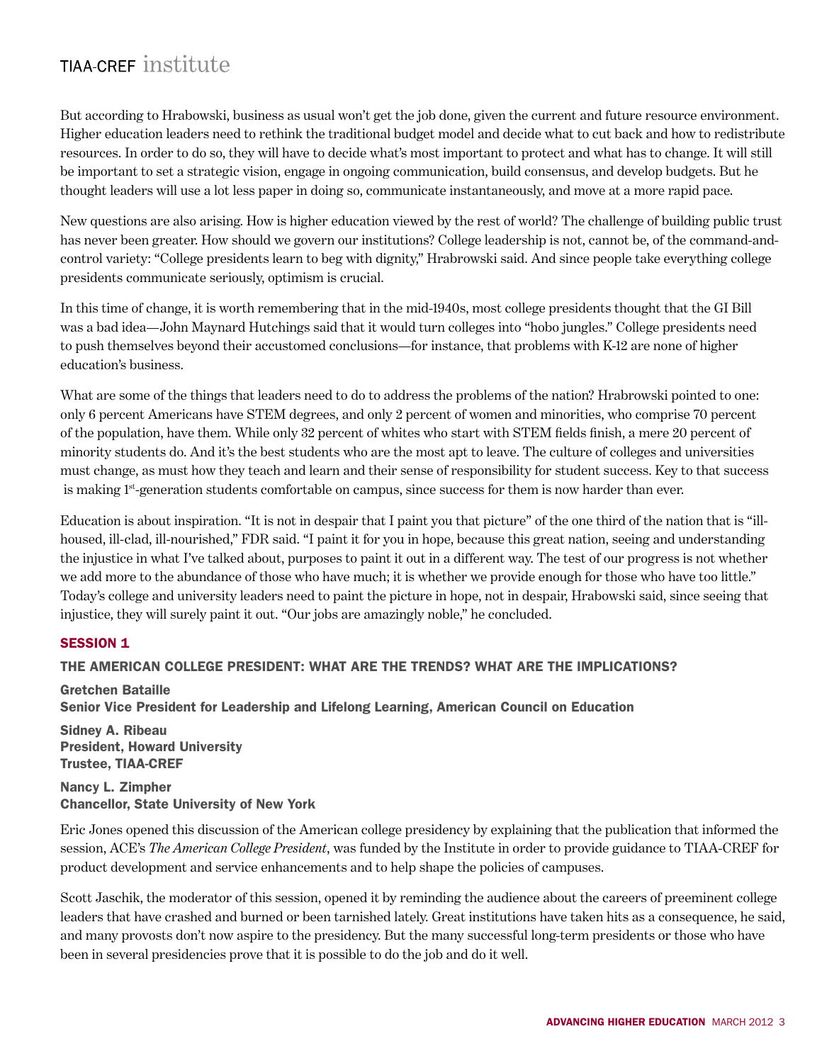But according to Hrabowski, business as usual won't get the job done, given the current and future resource environment. Higher education leaders need to rethink the traditional budget model and decide what to cut back and how to redistribute resources. In order to do so, they will have to decide what's most important to protect and what has to change. It will still be important to set a strategic vision, engage in ongoing communication, build consensus, and develop budgets. But he thought leaders will use a lot less paper in doing so, communicate instantaneously, and move at a more rapid pace.

New questions are also arising. How is higher education viewed by the rest of world? The challenge of building public trust has never been greater. How should we govern our institutions? College leadership is not, cannot be, of the command-and-control variety: "College presidents learn to beg with dignity," Hrabowski said. And since people take everything college presidents communicate seriously, optimism is crucial.

In this time of change, it is worth remembering that in the mid-1940s, most college presidents thought that the GI Bill was a bad idea—John Maynard Hutchings said that it would turn colleges into "hobo jungles." College presidents need to push themselves beyond their accustomed conclusions—for instance, that problems with K-12 are none of higher education's business.

What are some of the things that leaders need to do to address the problems of the nation? Hrabrowski pointed to one: only 6 percent Americans have STEM degrees, and only 2 percent of women and minorities, who comprise 70 percent of the population, have them. While only 32 percent of whites who start with STEM fields finish, a mere 20 percent of minority students do. And it's the best students who are the most apt to leave. The culture of colleges and universities must change, as must how they teach and learn and their sense of responsibility for student success. Key to that success is making 1st-generation students comfortable on campus, since success for them is now harder than ever.

Education is about inspiration. "It is not in despair that I paint you that picture" of the one third of the nation that is "ill-housed, ill-clad, ill-nourished," FDR said. "I paint it for you in hope, because this great nation, seeing and understanding the injustice in what I've talked about, purposes to paint it out in a different way. The test of our progress is not whether we add more to the abundance of those who have much; it is whether we provide enough for those who have too little." Today's college and university leaders need to paint the picture in hope, not in despair, Hrabowski said, since seeing that injustice, they will surely paint it out. "Our jobs are amazingly noble," he concluded.

## SESSION 1

### THE AMERICAN COLLEGE PRESIDENT: WHAT ARE THE TRENDS? WHAT ARE THE IMPLICATIONS?

**Gretchen Bataille**
**Senior Vice President for Leadership and Lifelong Learning, American Council on Education**

**Sidney A. Ribeau**
**President, Howard University**
**Trustee, TIAA-CREF**

**Nancy L. Zimpher**
**Chancellor, State University of New York**

Eric Jones opened this discussion of the American college presidency by explaining that the publication that informed the session, ACE's *The American College President*, was funded by the Institute in order to provide guidance to TIAA-CREF for product development and service enhancements and to help shape the policies of campuses.

Scott Jaschik, the moderator of this session, opened it by reminding the audience about the careers of preeminent college leaders that have crashed and burned or been tarnished lately. Great institutions have taken hits as a consequence, he said, and many provosts don't now aspire to the presidency. But the many successful long-term presidents or those who have been in several presidencies prove that it is possible to do the job and do it well.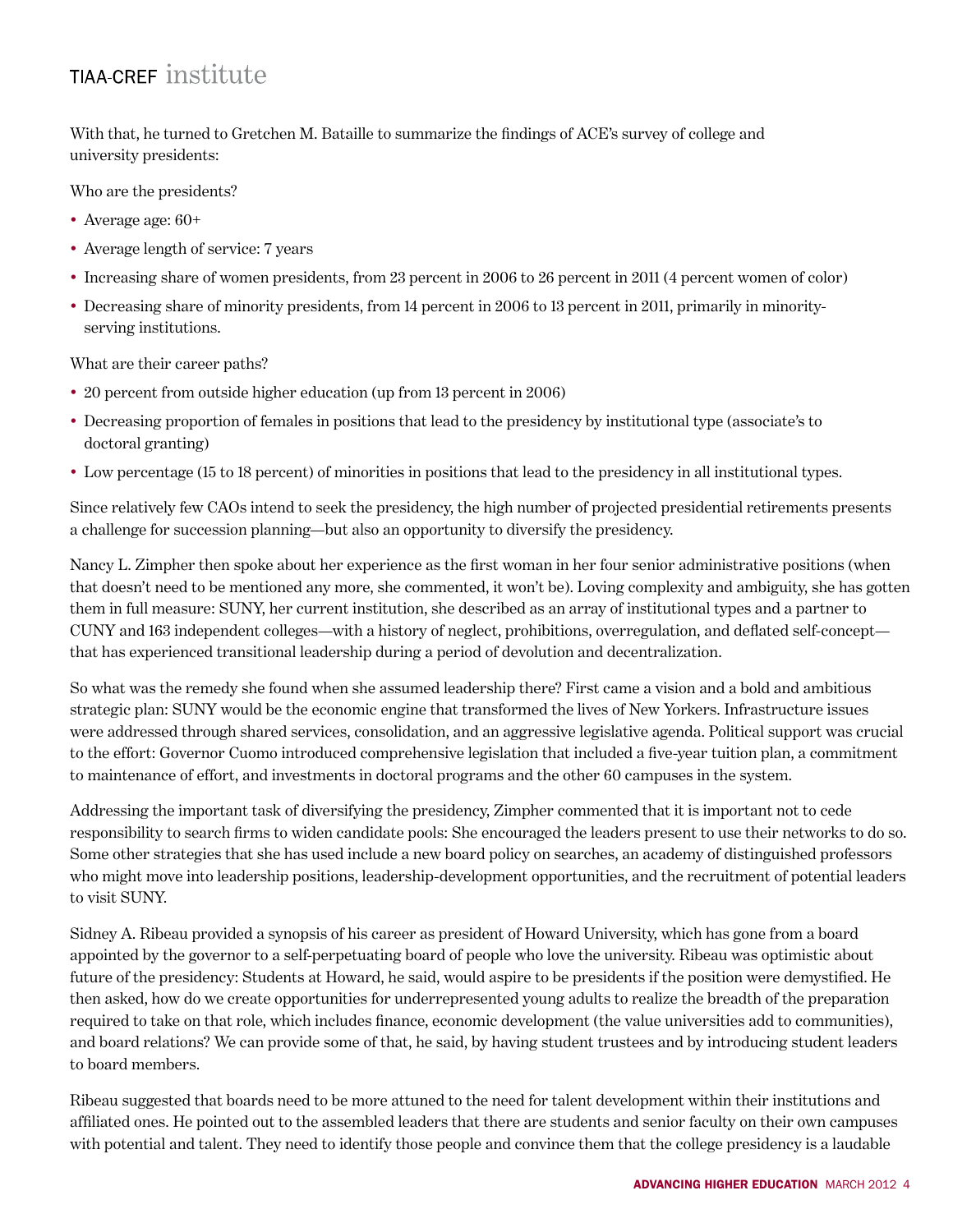With that, he turned to Gretchen M. Bataille to summarize the findings of ACE's survey of college and university presidents:

Who are the presidents?

- Average age: 60+
- Average length of service: 7 years
- Increasing share of women presidents, from 23 percent in 2006 to 26 percent in 2011 (4 percent women of color)
- Decreasing share of minority presidents, from 14 percent in 2006 to 13 percent in 2011, primarily in minority-serving institutions.

What are their career paths?

- 20 percent from outside higher education (up from 13 percent in 2006)
- Decreasing proportion of females in positions that lead to the presidency by institutional type (associate's to doctoral granting)
- Low percentage (15 to 18 percent) of minorities in positions that lead to the presidency in all institutional types.

Since relatively few CAOs intend to seek the presidency, the high number of projected presidential retirements presents a challenge for succession planning—but also an opportunity to diversify the presidency.

Nancy L. Zimpher then spoke about her experience as the first woman in her four senior administrative positions (when that doesn't need to be mentioned any more, she commented, it won't be). Loving complexity and ambiguity, she has gotten them in full measure: SUNY, her current institution, she described as an array of institutional types and a partner to CUNY and 163 independent colleges—with a history of neglect, prohibitions, overregulation, and deflated self-concept—that has experienced transitional leadership during a period of devolution and decentralization.

So what was the remedy she found when she assumed leadership there? First came a vision and a bold and ambitious strategic plan: SUNY would be the economic engine that transformed the lives of New Yorkers. Infrastructure issues were addressed through shared services, consolidation, and an aggressive legislative agenda. Political support was crucial to the effort: Governor Cuomo introduced comprehensive legislation that included a five-year tuition plan, a commitment to maintenance of effort, and investments in doctoral programs and the other 60 campuses in the system.

Addressing the important task of diversifying the presidency, Zimpher commented that it is important not to cede responsibility to search firms to widen candidate pools: She encouraged the leaders present to use their networks to do so. Some other strategies that she has used include a new board policy on searches, an academy of distinguished professors who might move into leadership positions, leadership-development opportunities, and the recruitment of potential leaders to visit SUNY.

Sidney A. Ribeau provided a synopsis of his career as president of Howard University, which has gone from a board appointed by the governor to a self-perpetuating board of people who love the university. Ribeau was optimistic about future of the presidency: Students at Howard, he said, would aspire to be presidents if the position were demystified. He then asked, how do we create opportunities for underrepresented young adults to realize the breadth of the preparation required to take on that role, which includes finance, economic development (the value universities add to communities), and board relations? We can provide some of that, he said, by having student trustees and by introducing student leaders to board members.

Ribeau suggested that boards need to be more attuned to the need for talent development within their institutions and affiliated ones. He pointed out to the assembled leaders that there are students and senior faculty on their own campuses with potential and talent. They need to identify those people and convince them that the college presidency is a laudable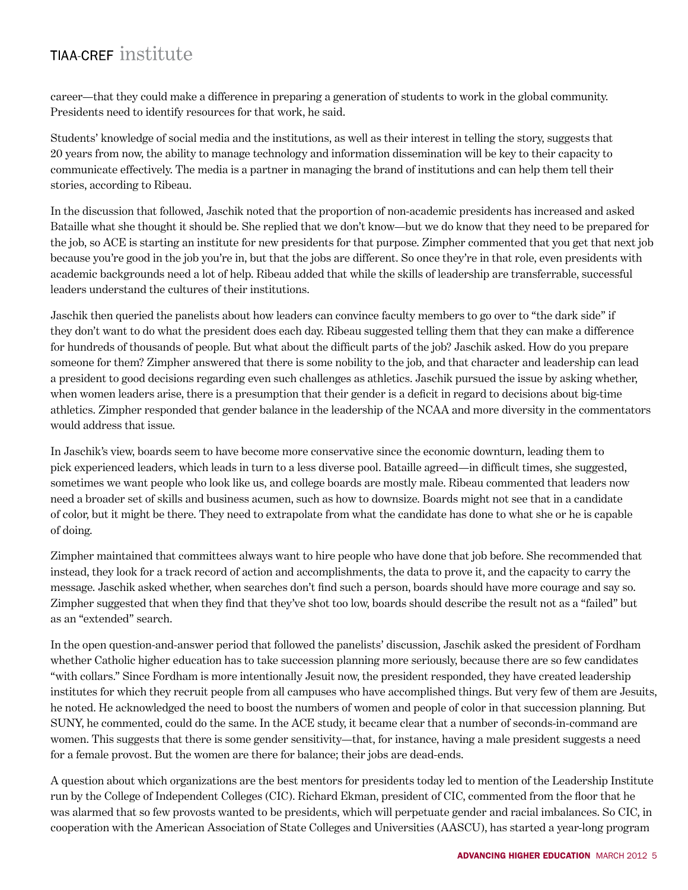career—that they could make a difference in preparing a generation of students to work in the global community. Presidents need to identify resources for that work, he said.

Students' knowledge of social media and the institutions, as well as their interest in telling the story, suggests that 20 years from now, the ability to manage technology and information dissemination will be key to their capacity to communicate effectively. The media is a partner in managing the brand of institutions and can help them tell their stories, according to Ribeau.

In the discussion that followed, Jaschik noted that the proportion of non-academic presidents has increased and asked Bataille what she thought it should be. She replied that we don't know—but we do know that they need to be prepared for the job, so ACE is starting an institute for new presidents for that purpose. Zimpher commented that you get that next job because you're good in the job you're in, but that the jobs are different. So once they're in that role, even presidents with academic backgrounds need a lot of help. Ribeau added that while the skills of leadership are transferrable, successful leaders understand the cultures of their institutions.

Jaschik then queried the panelists about how leaders can convince faculty members to go over to "the dark side" if they don't want to do what the president does each day. Ribeau suggested telling them that they can make a difference for hundreds of thousands of people. But what about the difficult parts of the job? Jaschik asked. How do you prepare someone for them? Zimpher answered that there is some nobility to the job, and that character and leadership can lead a president to good decisions regarding even such challenges as athletics. Jaschik pursued the issue by asking whether, when women leaders arise, there is a presumption that their gender is a deficit in regard to decisions about big-time athletics. Zimpher responded that gender balance in the leadership of the NCAA and more diversity in the commentators would address that issue.

In Jaschik's view, boards seem to have become more conservative since the economic downturn, leading them to pick experienced leaders, which leads in turn to a less diverse pool. Bataille agreed—in difficult times, she suggested, sometimes we want people who look like us, and college boards are mostly male. Ribeau commented that leaders now need a broader set of skills and business acumen, such as how to downsize. Boards might not see that in a candidate of color, but it might be there. They need to extrapolate from what the candidate has done to what she or he is capable of doing.

Zimpher maintained that committees always want to hire people who have done that job before. She recommended that instead, they look for a track record of action and accomplishments, the data to prove it, and the capacity to carry the message. Jaschik asked whether, when searches don't find such a person, boards should have more courage and say so. Zimpher suggested that when they find that they've shot too low, boards should describe the result not as a "failed" but as an "extended" search.

In the open question-and-answer period that followed the panelists' discussion, Jaschik asked the president of Fordham whether Catholic higher education has to take succession planning more seriously, because there are so few candidates "with collars." Since Fordham is more intentionally Jesuit now, the president responded, they have created leadership institutes for which they recruit people from all campuses who have accomplished things. But very few of them are Jesuits, he noted. He acknowledged the need to boost the numbers of women and people of color in that succession planning. But SUNY, he commented, could do the same. In the ACE study, it became clear that a number of seconds-in-command are women. This suggests that there is some gender sensitivity—that, for instance, having a male president suggests a need for a female provost. But the women are there for balance; their jobs are dead-ends.

A question about which organizations are the best mentors for presidents today led to mention of the Leadership Institute run by the College of Independent Colleges (CIC). Richard Ekman, president of CIC, commented from the floor that he was alarmed that so few provosts wanted to be presidents, which will perpetuate gender and racial imbalances. So CIC, in cooperation with the American Association of State Colleges and Universities (AASCU), has started a year-long program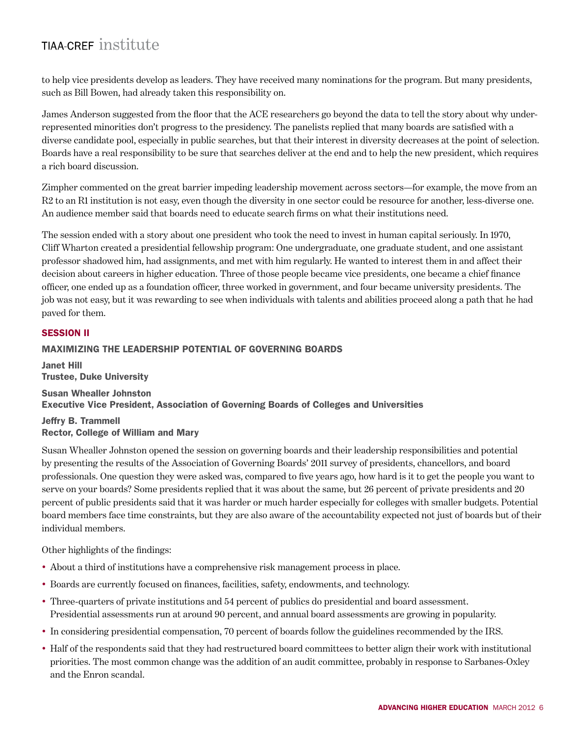to help vice presidents develop as leaders. They have received many nominations for the program. But many presidents, such as Bill Bowen, had already taken this responsibility on.

James Anderson suggested from the floor that the ACE researchers go beyond the data to tell the story about why under-represented minorities don't progress to the presidency. The panelists replied that many boards are satisfied with a diverse candidate pool, especially in public searches, but that their interest in diversity decreases at the point of selection. Boards have a real responsibility to be sure that searches deliver at the end and to help the new president, which requires a rich board discussion.

Zimpher commented on the great barrier impeding leadership movement across sectors—for example, the move from an R2 to an R1 institution is not easy, even though the diversity in one sector could be resource for another, less-diverse one. An audience member said that boards need to educate search firms on what their institutions need.

The session ended with a story about one president who took the need to invest in human capital seriously. In 1970, Cliff Wharton created a presidential fellowship program: One undergraduate, one graduate student, and one assistant professor shadowed him, had assignments, and met with him regularly. He wanted to interest them in and affect their decision about careers in higher education. Three of those people became vice presidents, one became a chief finance officer, one ended up as a foundation officer, three worked in government, and four became university presidents. The job was not easy, but it was rewarding to see when individuals with talents and abilities proceed along a path that he had paved for them.

## SESSION II

### MAXIMIZING THE LEADERSHIP POTENTIAL OF GOVERNING BOARDS

**Janet Hill**
**Trustee, Duke University**

**Susan Whealler Johnston**
**Executive Vice President, Association of Governing Boards of Colleges and Universities**

**Jeffry B. Trammell**
**Rector, College of William and Mary**

Susan Whealler Johnston opened the session on governing boards and their leadership responsibilities and potential by presenting the results of the Association of Governing Boards' 2011 survey of presidents, chancellors, and board professionals. One question they were asked was, compared to five years ago, how hard is it to get the people you want to serve on your boards? Some presidents replied that it was about the same, but 26 percent of private presidents and 20 percent of public presidents said that it was harder or much harder especially for colleges with smaller budgets. Potential board members face time constraints, but they are also aware of the accountability expected not just of boards but of their individual members.

Other highlights of the findings:

- About a third of institutions have a comprehensive risk management process in place.
- Boards are currently focused on finances, facilities, safety, endowments, and technology.
- Three-quarters of private institutions and 54 percent of publics do presidential and board assessment. Presidential assessments run at around 90 percent, and annual board assessments are growing in popularity.
- In considering presidential compensation, 70 percent of boards follow the guidelines recommended by the IRS.
- Half of the respondents said that they had restructured board committees to better align their work with institutional priorities. The most common change was the addition of an audit committee, probably in response to Sarbanes-Oxley and the Enron scandal.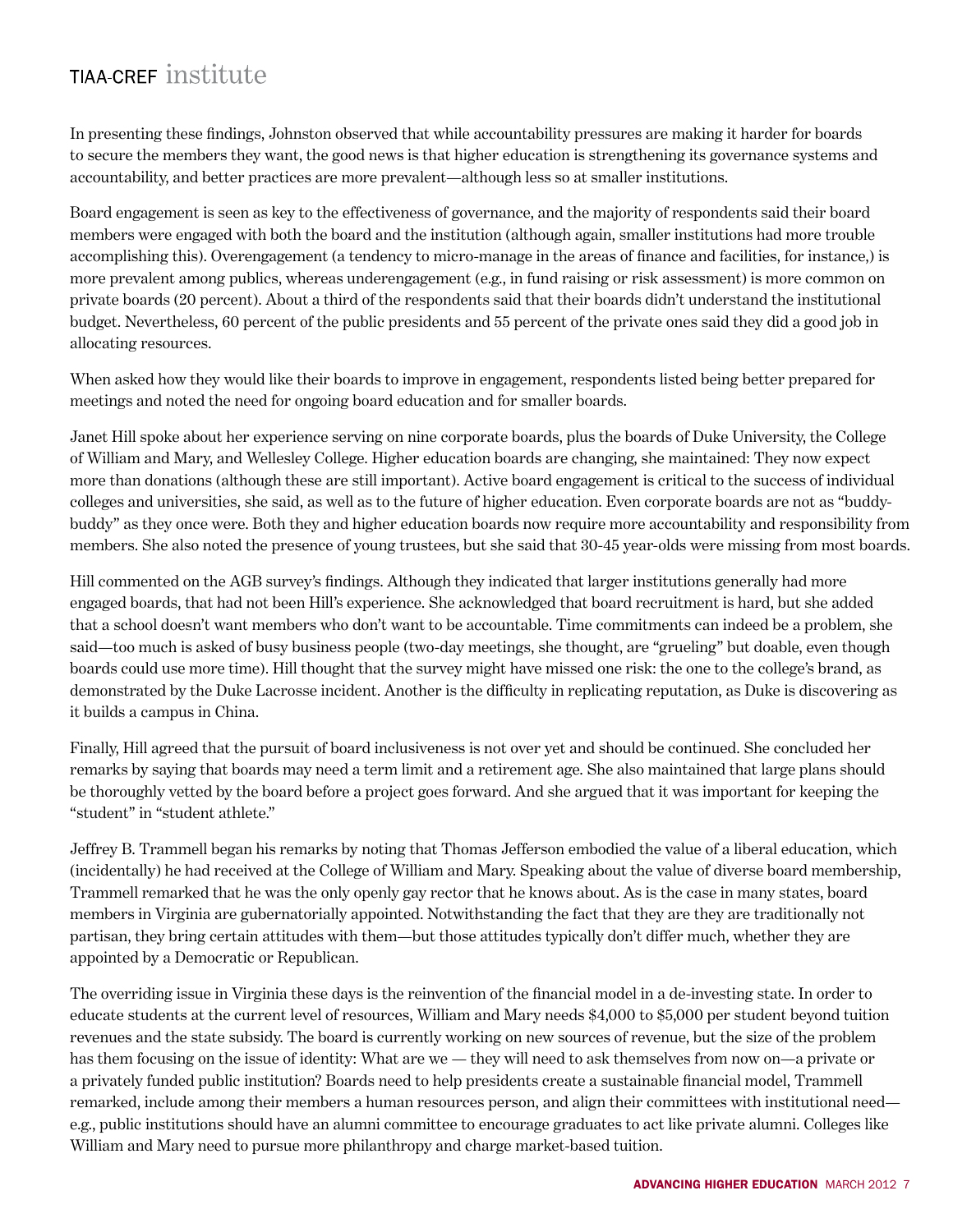In presenting these findings, Johnston observed that while accountability pressures are making it harder for boards to secure the members they want, the good news is that higher education is strengthening its governance systems and accountability, and better practices are more prevalent—although less so at smaller institutions.

Board engagement is seen as key to the effectiveness of governance, and the majority of respondents said their board members were engaged with both the board and the institution (although again, smaller institutions had more trouble accomplishing this). Overengagement (a tendency to micro-manage in the areas of finance and facilities, for instance,) is more prevalent among publics, whereas underengagement (e.g., in fund raising or risk assessment) is more common on private boards (20 percent). About a third of the respondents said that their boards didn't understand the institutional budget. Nevertheless, 60 percent of the public presidents and 55 percent of the private ones said they did a good job in allocating resources.

When asked how they would like their boards to improve in engagement, respondents listed being better prepared for meetings and noted the need for ongoing board education and for smaller boards.

Janet Hill spoke about her experience serving on nine corporate boards, plus the boards of Duke University, the College of William and Mary, and Wellesley College. Higher education boards are changing, she maintained: They now expect more than donations (although these are still important). Active board engagement is critical to the success of individual colleges and universities, she said, as well as to the future of higher education. Even corporate boards are not as "buddy-buddy" as they once were. Both they and higher education boards now require more accountability and responsibility from members. She also noted the presence of young trustees, but she said that 30-45 year-olds were missing from most boards.

Hill commented on the AGB survey's findings. Although they indicated that larger institutions generally had more engaged boards, that had not been Hill's experience. She acknowledged that board recruitment is hard, but she added that a school doesn't want members who don't want to be accountable. Time commitments can indeed be a problem, she said—too much is asked of busy business people (two-day meetings, she thought, are "grueling" but doable, even though boards could use more time). Hill thought that the survey might have missed one risk: the one to the college's brand, as demonstrated by the Duke Lacrosse incident. Another is the difficulty in replicating reputation, as Duke is discovering as it builds a campus in China.

Finally, Hill agreed that the pursuit of board inclusiveness is not over yet and should be continued. She concluded her remarks by saying that boards may need a term limit and a retirement age. She also maintained that large plans should be thoroughly vetted by the board before a project goes forward. And she argued that it was important for keeping the "student" in "student athlete."

Jeffrey B. Trammell began his remarks by noting that Thomas Jefferson embodied the value of a liberal education, which (incidentally) he had received at the College of William and Mary. Speaking about the value of diverse board membership, Trammell remarked that he was the only openly gay rector that he knows about. As is the case in many states, board members in Virginia are gubernatorially appointed. Notwithstanding the fact that they are they are traditionally not partisan, they bring certain attitudes with them—but those attitudes typically don't differ much, whether they are appointed by a Democratic or Republican.

The overriding issue in Virginia these days is the reinvention of the financial model in a de-investing state. In order to educate students at the current level of resources, William and Mary needs $4,000 to $5,000 per student beyond tuition revenues and the state subsidy. The board is currently working on new sources of revenue, but the size of the problem has them focusing on the issue of identity: What are we — they will need to ask themselves from now on—a private or a privately funded public institution? Boards need to help presidents create a sustainable financial model, Trammell remarked, include among their members a human resources person, and align their committees with institutional need—e.g., public institutions should have an alumni committee to encourage graduates to act like private alumni. Colleges like William and Mary need to pursue more philanthropy and charge market-based tuition.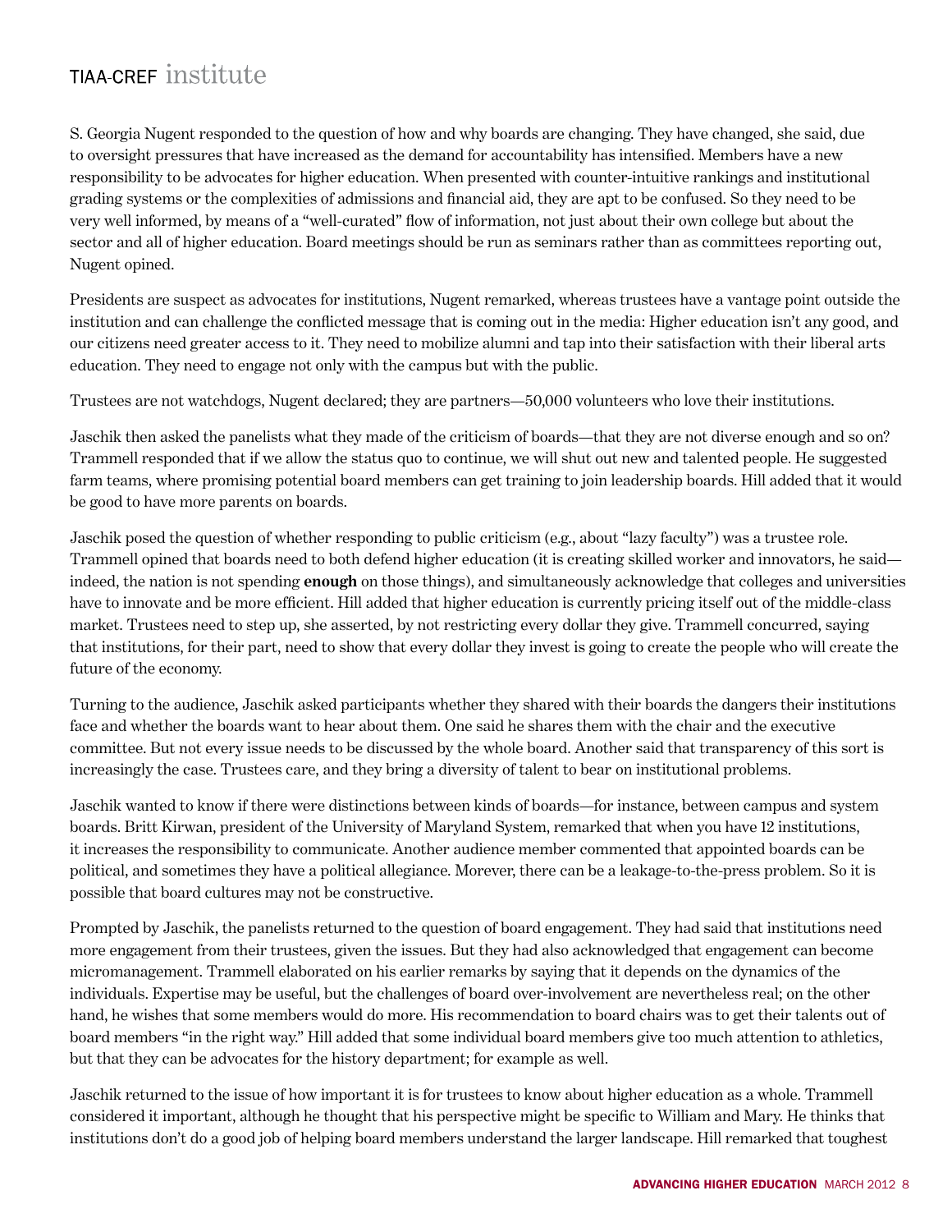S. Georgia Nugent responded to the question of how and why boards are changing. They have changed, she said, due to oversight pressures that have increased as the demand for accountability has intensified. Members have a new responsibility to be advocates for higher education. When presented with counter-intuitive rankings and institutional grading systems or the complexities of admissions and financial aid, they are apt to be confused. So they need to be very well informed, by means of a "well-curated" flow of information, not just about their own college but about the sector and all of higher education. Board meetings should be run as seminars rather than as committees reporting out, Nugent opined.

Presidents are suspect as advocates for institutions, Nugent remarked, whereas trustees have a vantage point outside the institution and can challenge the conflicted message that is coming out in the media: Higher education isn't any good, and our citizens need greater access to it. They need to mobilize alumni and tap into their satisfaction with their liberal arts education. They need to engage not only with the campus but with the public.

Trustees are not watchdogs, Nugent declared; they are partners—50,000 volunteers who love their institutions.

Jaschik then asked the panelists what they made of the criticism of boards—that they are not diverse enough and so on? Trammell responded that if we allow the status quo to continue, we will shut out new and talented people. He suggested farm teams, where promising potential board members can get training to join leadership boards. Hill added that it would be good to have more parents on boards.

Jaschik posed the question of whether responding to public criticism (e.g., about "lazy faculty") was a trustee role. Trammell opined that boards need to both defend higher education (it is creating skilled worker and innovators, he said—indeed, the nation is not spending **enough** on those things), and simultaneously acknowledge that colleges and universities have to innovate and be more efficient. Hill added that higher education is currently pricing itself out of the middle-class market. Trustees need to step up, she asserted, by not restricting every dollar they give. Trammell concurred, saying that institutions, for their part, need to show that every dollar they invest is going to create the people who will create the future of the economy.

Turning to the audience, Jaschik asked participants whether they shared with their boards the dangers their institutions face and whether the boards want to hear about them. One said he shares them with the chair and the executive committee. But not every issue needs to be discussed by the whole board. Another said that transparency of this sort is increasingly the case. Trustees care, and they bring a diversity of talent to bear on institutional problems.

Jaschik wanted to know if there were distinctions between kinds of boards—for instance, between campus and system boards. Britt Kirwan, president of the University of Maryland System, remarked that when you have 12 institutions, it increases the responsibility to communicate. Another audience member commented that appointed boards can be political, and sometimes they have a political allegiance. Morever, there can be a leakage-to-the-press problem. So it is possible that board cultures may not be constructive.

Prompted by Jaschik, the panelists returned to the question of board engagement. They had said that institutions need more engagement from their trustees, given the issues. But they had also acknowledged that engagement can become micromanagement. Trammell elaborated on his earlier remarks by saying that it depends on the dynamics of the individuals. Expertise may be useful, but the challenges of board over-involvement are nevertheless real; on the other hand, he wishes that some members would do more. His recommendation to board chairs was to get their talents out of board members "in the right way." Hill added that some individual board members give too much attention to athletics, but that they can be advocates for the history department; for example as well.

Jaschik returned to the issue of how important it is for trustees to know about higher education as a whole. Trammell considered it important, although he thought that his perspective might be specific to William and Mary. He thinks that institutions don't do a good job of helping board members understand the larger landscape. Hill remarked that toughest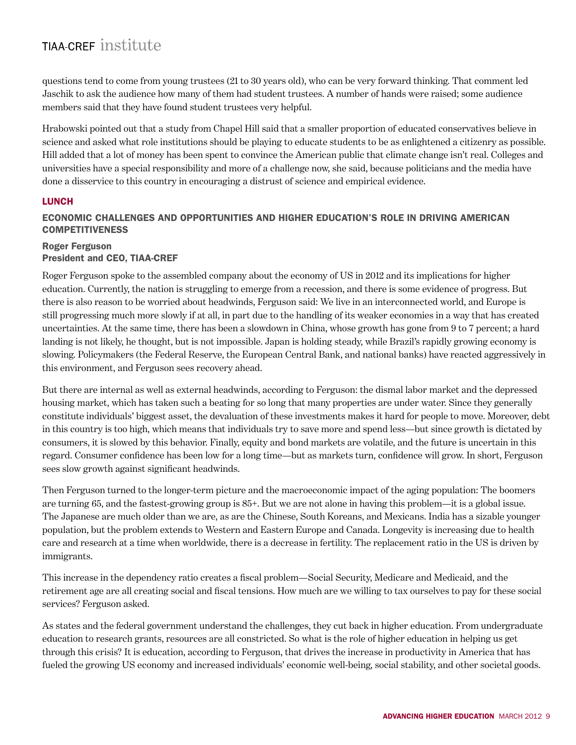questions tend to come from young trustees (21 to 30 years old), who can be very forward thinking. That comment led Jaschik to ask the audience how many of them had student trustees. A number of hands were raised; some audience members said that they have found student trustees very helpful.

Hrabowski pointed out that a study from Chapel Hill said that a smaller proportion of educated conservatives believe in science and asked what role institutions should be playing to educate students to be as enlightened a citizenry as possible. Hill added that a lot of money has been spent to convince the American public that climate change isn't real. Colleges and universities have a special responsibility and more of a challenge now, she said, because politicians and the media have done a disservice to this country in encouraging a distrust of science and empirical evidence.

## LUNCH

### ECONOMIC CHALLENGES AND OPPORTUNITIES AND HIGHER EDUCATION'S ROLE IN DRIVING AMERICAN COMPETITIVENESS

**Roger Ferguson**
**President and CEO, TIAA-CREF**

Roger Ferguson spoke to the assembled company about the economy of US in 2012 and its implications for higher education. Currently, the nation is struggling to emerge from a recession, and there is some evidence of progress. But there is also reason to be worried about headwinds, Ferguson said: We live in an interconnected world, and Europe is still progressing much more slowly if at all, in part due to the handling of its weaker economies in a way that has created uncertainties. At the same time, there has been a slowdown in China, whose growth has gone from 9 to 7 percent; a hard landing is not likely, he thought, but is not impossible. Japan is holding steady, while Brazil's rapidly growing economy is slowing. Policymakers (the Federal Reserve, the European Central Bank, and national banks) have reacted aggressively in this environment, and Ferguson sees recovery ahead.

But there are internal as well as external headwinds, according to Ferguson: the dismal labor market and the depressed housing market, which has taken such a beating for so long that many properties are under water. Since they generally constitute individuals' biggest asset, the devaluation of these investments makes it hard for people to move. Moreover, debt in this country is too high, which means that individuals try to save more and spend less—but since growth is dictated by consumers, it is slowed by this behavior. Finally, equity and bond markets are volatile, and the future is uncertain in this regard. Consumer confidence has been low for a long time—but as markets turn, confidence will grow. In short, Ferguson sees slow growth against significant headwinds.

Then Ferguson turned to the longer-term picture and the macroeconomic impact of the aging population: The boomers are turning 65, and the fastest-growing group is 85+. But we are not alone in having this problem—it is a global issue. The Japanese are much older than we are, as are the Chinese, South Koreans, and Mexicans. India has a sizable younger population, but the problem extends to Western and Eastern Europe and Canada. Longevity is increasing due to health care and research at a time when worldwide, there is a decrease in fertility. The replacement ratio in the US is driven by immigrants.

This increase in the dependency ratio creates a fiscal problem—Social Security, Medicare and Medicaid, and the retirement age are all creating social and fiscal tensions. How much are we willing to tax ourselves to pay for these social services? Ferguson asked.

As states and the federal government understand the challenges, they cut back in higher education. From undergraduate education to research grants, resources are all constricted. So what is the role of higher education in helping us get through this crisis? It is education, according to Ferguson, that drives the increase in productivity in America that has fueled the growing US economy and increased individuals' economic well-being, social stability, and other societal goods.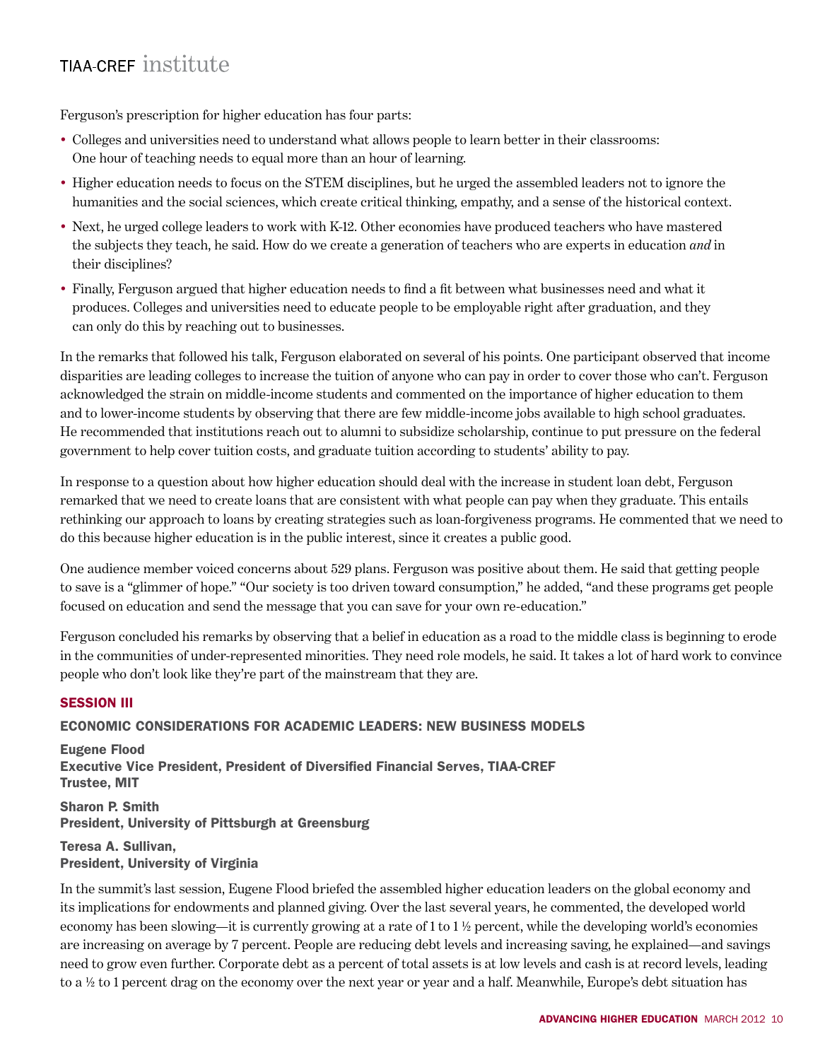Ferguson's prescription for higher education has four parts:

- Colleges and universities need to understand what allows people to learn better in their classrooms: One hour of teaching needs to equal more than an hour of learning.
- Higher education needs to focus on the STEM disciplines, but he urged the assembled leaders not to ignore the humanities and the social sciences, which create critical thinking, empathy, and a sense of the historical context.
- Next, he urged college leaders to work with K-12. Other economies have produced teachers who have mastered the subjects they teach, he said. How do we create a generation of teachers who are experts in education *and* in their disciplines?
- Finally, Ferguson argued that higher education needs to find a fit between what businesses need and what it produces. Colleges and universities need to educate people to be employable right after graduation, and they can only do this by reaching out to businesses.

In the remarks that followed his talk, Ferguson elaborated on several of his points. One participant observed that income disparities are leading colleges to increase the tuition of anyone who can pay in order to cover those who can't. Ferguson acknowledged the strain on middle-income students and commented on the importance of higher education to them and to lower-income students by observing that there are few middle-income jobs available to high school graduates. He recommended that institutions reach out to alumni to subsidize scholarship, continue to put pressure on the federal government to help cover tuition costs, and graduate tuition according to students' ability to pay.

In response to a question about how higher education should deal with the increase in student loan debt, Ferguson remarked that we need to create loans that are consistent with what people can pay when they graduate. This entails rethinking our approach to loans by creating strategies such as loan-forgiveness programs. He commented that we need to do this because higher education is in the public interest, since it creates a public good.

One audience member voiced concerns about 529 plans. Ferguson was positive about them. He said that getting people to save is a "glimmer of hope." "Our society is too driven toward consumption," he added, "and these programs get people focused on education and send the message that you can save for your own re-education."

Ferguson concluded his remarks by observing that a belief in education as a road to the middle class is beginning to erode in the communities of under-represented minorities. They need role models, he said. It takes a lot of hard work to convince people who don't look like they're part of the mainstream that they are.

## SESSION III

### ECONOMIC CONSIDERATIONS FOR ACADEMIC LEADERS: NEW BUSINESS MODELS

**Eugene Flood**
**Executive Vice President, President of Diversified Financial Serves, TIAA-CREF**
**Trustee, MIT**

**Sharon P. Smith**
**President, University of Pittsburgh at Greensburg**

**Teresa A. Sullivan,**
**President, University of Virginia**

In the summit's last session, Eugene Flood briefed the assembled higher education leaders on the global economy and its implications for endowments and planned giving. Over the last several years, he commented, the developed world economy has been slowing—it is currently growing at a rate of 1 to 1 ½ percent, while the developing world's economies are increasing on average by 7 percent. People are reducing debt levels and increasing saving, he explained—and savings need to grow even further. Corporate debt as a percent of total assets is at low levels and cash is at record levels, leading to a ½ to 1 percent drag on the economy over the next year or year and a half. Meanwhile, Europe's debt situation has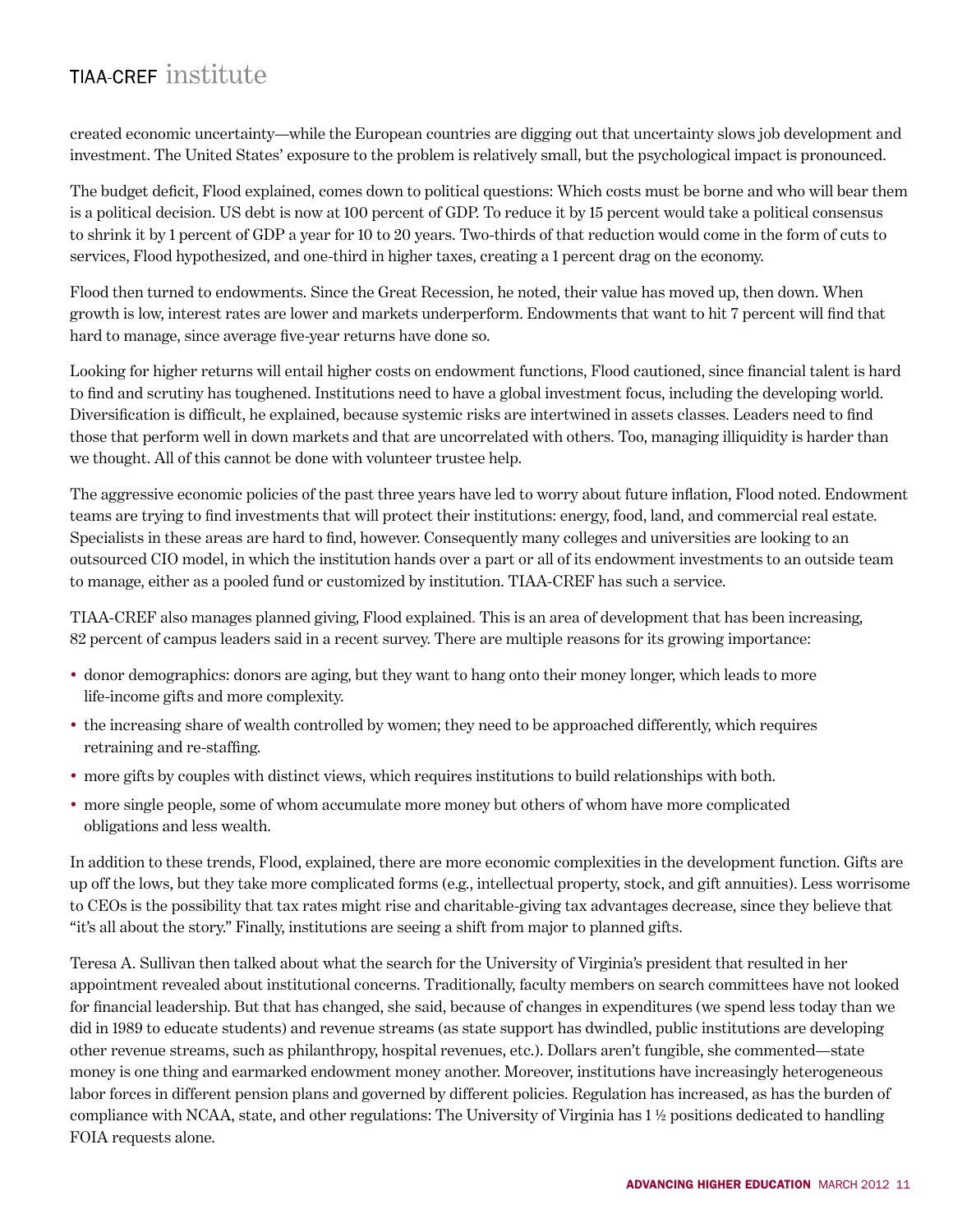created economic uncertainty—while the European countries are digging out that uncertainty slows job development and investment. The United States' exposure to the problem is relatively small, but the psychological impact is pronounced.

The budget deficit, Flood explained, comes down to political questions: Which costs must be borne and who will bear them is a political decision. US debt is now at 100 percent of GDP. To reduce it by 15 percent would take a political consensus to shrink it by 1 percent of GDP a year for 10 to 20 years. Two-thirds of that reduction would come in the form of cuts to services, Flood hypothesized, and one-third in higher taxes, creating a 1 percent drag on the economy.

Flood then turned to endowments. Since the Great Recession, he noted, their value has moved up, then down. When growth is low, interest rates are lower and markets underperform. Endowments that want to hit 7 percent will find that hard to manage, since average five-year returns have done so.

Looking for higher returns will entail higher costs on endowment functions, Flood cautioned, since financial talent is hard to find and scrutiny has toughened. Institutions need to have a global investment focus, including the developing world. Diversification is difficult, he explained, because systemic risks are intertwined in assets classes. Leaders need to find those that perform well in down markets and that are uncorrelated with others. Too, managing illiquidity is harder than we thought. All of this cannot be done with volunteer trustee help.

The aggressive economic policies of the past three years have led to worry about future inflation, Flood noted. Endowment teams are trying to find investments that will protect their institutions: energy, food, land, and commercial real estate. Specialists in these areas are hard to find, however. Consequently many colleges and universities are looking to an outsourced CIO model, in which the institution hands over a part or all of its endowment investments to an outside team to manage, either as a pooled fund or customized by institution. TIAA-CREF has such a service.

TIAA-CREF also manages planned giving, Flood explained. This is an area of development that has been increasing, 82 percent of campus leaders said in a recent survey. There are multiple reasons for its growing importance:

- donor demographics: donors are aging, but they want to hang onto their money longer, which leads to more life-income gifts and more complexity.
- the increasing share of wealth controlled by women; they need to be approached differently, which requires retraining and re-staffing.
- more gifts by couples with distinct views, which requires institutions to build relationships with both.
- more single people, some of whom accumulate more money but others of whom have more complicated obligations and less wealth.

In addition to these trends, Flood, explained, there are more economic complexities in the development function. Gifts are up off the lows, but they take more complicated forms (e.g., intellectual property, stock, and gift annuities). Less worrisome to CEOs is the possibility that tax rates might rise and charitable-giving tax advantages decrease, since they believe that "it's all about the story." Finally, institutions are seeing a shift from major to planned gifts.

Teresa A. Sullivan then talked about what the search for the University of Virginia's president that resulted in her appointment revealed about institutional concerns. Traditionally, faculty members on search committees have not looked for financial leadership. But that has changed, she said, because of changes in expenditures (we spend less today than we did in 1989 to educate students) and revenue streams (as state support has dwindled, public institutions are developing other revenue streams, such as philanthropy, hospital revenues, etc.). Dollars aren't fungible, she commented—state money is one thing and earmarked endowment money another. Moreover, institutions have increasingly heterogeneous labor forces in different pension plans and governed by different policies. Regulation has increased, as has the burden of compliance with NCAA, state, and other regulations: The University of Virginia has 1 ½ positions dedicated to handling FOIA requests alone.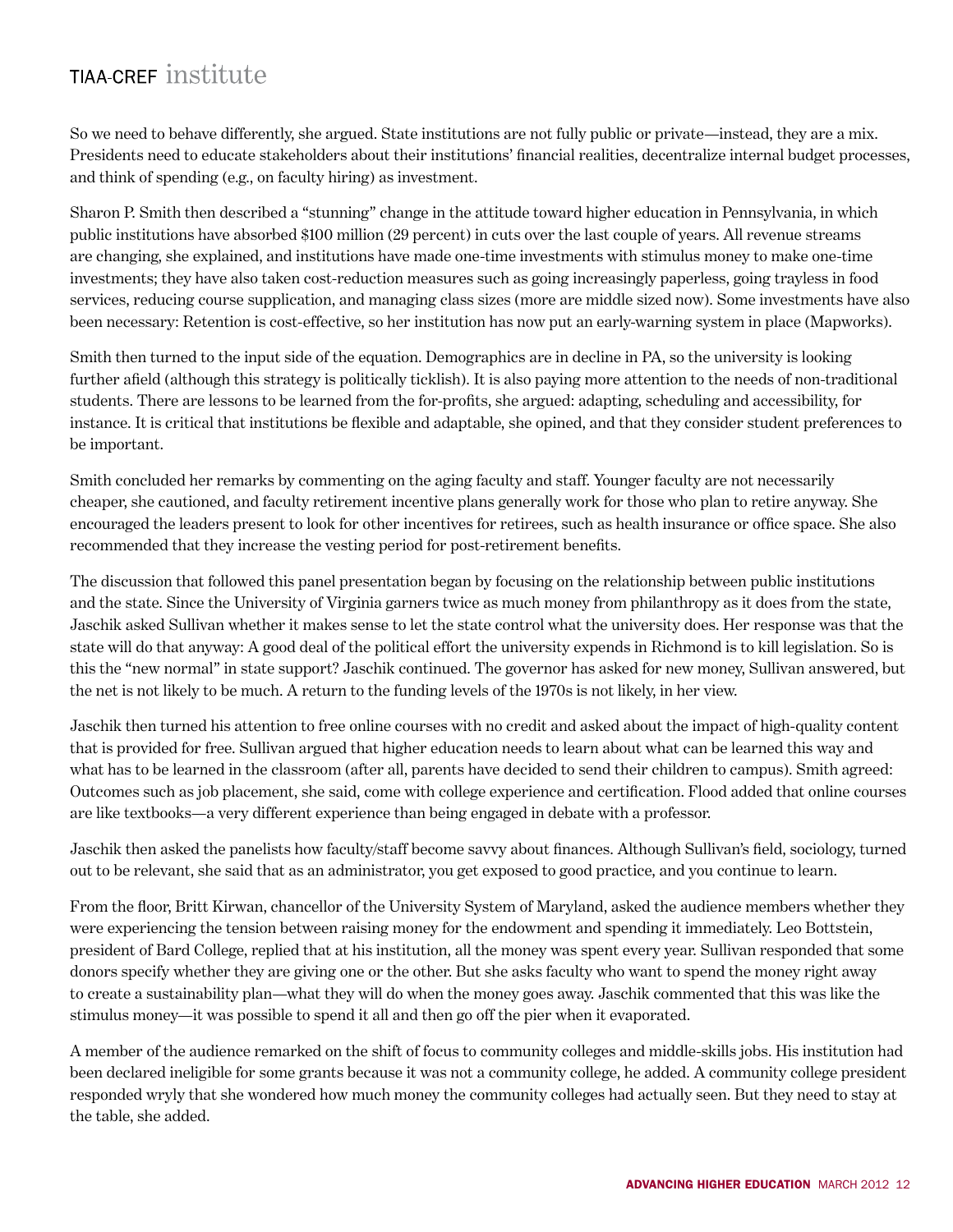So we need to behave differently, she argued. State institutions are not fully public or private—instead, they are a mix. Presidents need to educate stakeholders about their institutions' financial realities, decentralize internal budget processes, and think of spending (e.g., on faculty hiring) as investment.

Sharon P. Smith then described a "stunning" change in the attitude toward higher education in Pennsylvania, in which public institutions have absorbed $100 million (29 percent) in cuts over the last couple of years. All revenue streams are changing, she explained, and institutions have made one-time investments with stimulus money to make one-time investments; they have also taken cost-reduction measures such as going increasingly paperless, going trayless in food services, reducing course supplication, and managing class sizes (more are middle sized now). Some investments have also been necessary: Retention is cost-effective, so her institution has now put an early-warning system in place (Mapworks).

Smith then turned to the input side of the equation. Demographics are in decline in PA, so the university is looking further afield (although this strategy is politically ticklish). It is also paying more attention to the needs of non-traditional students. There are lessons to be learned from the for-profits, she argued: adapting, scheduling and accessibility, for instance. It is critical that institutions be flexible and adaptable, she opined, and that they consider student preferences to be important.

Smith concluded her remarks by commenting on the aging faculty and staff. Younger faculty are not necessarily cheaper, she cautioned, and faculty retirement incentive plans generally work for those who plan to retire anyway. She encouraged the leaders present to look for other incentives for retirees, such as health insurance or office space. She also recommended that they increase the vesting period for post-retirement benefits.

The discussion that followed this panel presentation began by focusing on the relationship between public institutions and the state. Since the University of Virginia garners twice as much money from philanthropy as it does from the state, Jaschik asked Sullivan whether it makes sense to let the state control what the university does. Her response was that the state will do that anyway: A good deal of the political effort the university expends in Richmond is to kill legislation. So is this the "new normal" in state support? Jaschik continued. The governor has asked for new money, Sullivan answered, but the net is not likely to be much. A return to the funding levels of the 1970s is not likely, in her view.

Jaschik then turned his attention to free online courses with no credit and asked about the impact of high-quality content that is provided for free. Sullivan argued that higher education needs to learn about what can be learned this way and what has to be learned in the classroom (after all, parents have decided to send their children to campus). Smith agreed: Outcomes such as job placement, she said, come with college experience and certification. Flood added that online courses are like textbooks—a very different experience than being engaged in debate with a professor.

Jaschik then asked the panelists how faculty/staff become savvy about finances. Although Sullivan's field, sociology, turned out to be relevant, she said that as an administrator, you get exposed to good practice, and you continue to learn.

From the floor, Britt Kirwan, chancellor of the University System of Maryland, asked the audience members whether they were experiencing the tension between raising money for the endowment and spending it immediately. Leo Bottstein, president of Bard College, replied that at his institution, all the money was spent every year. Sullivan responded that some donors specify whether they are giving one or the other. But she asks faculty who want to spend the money right away to create a sustainability plan—what they will do when the money goes away. Jaschik commented that this was like the stimulus money—it was possible to spend it all and then go off the pier when it evaporated.

A member of the audience remarked on the shift of focus to community colleges and middle-skills jobs. His institution had been declared ineligible for some grants because it was not a community college, he added. A community college president responded wryly that she wondered how much money the community colleges had actually seen. But they need to stay at the table, she added.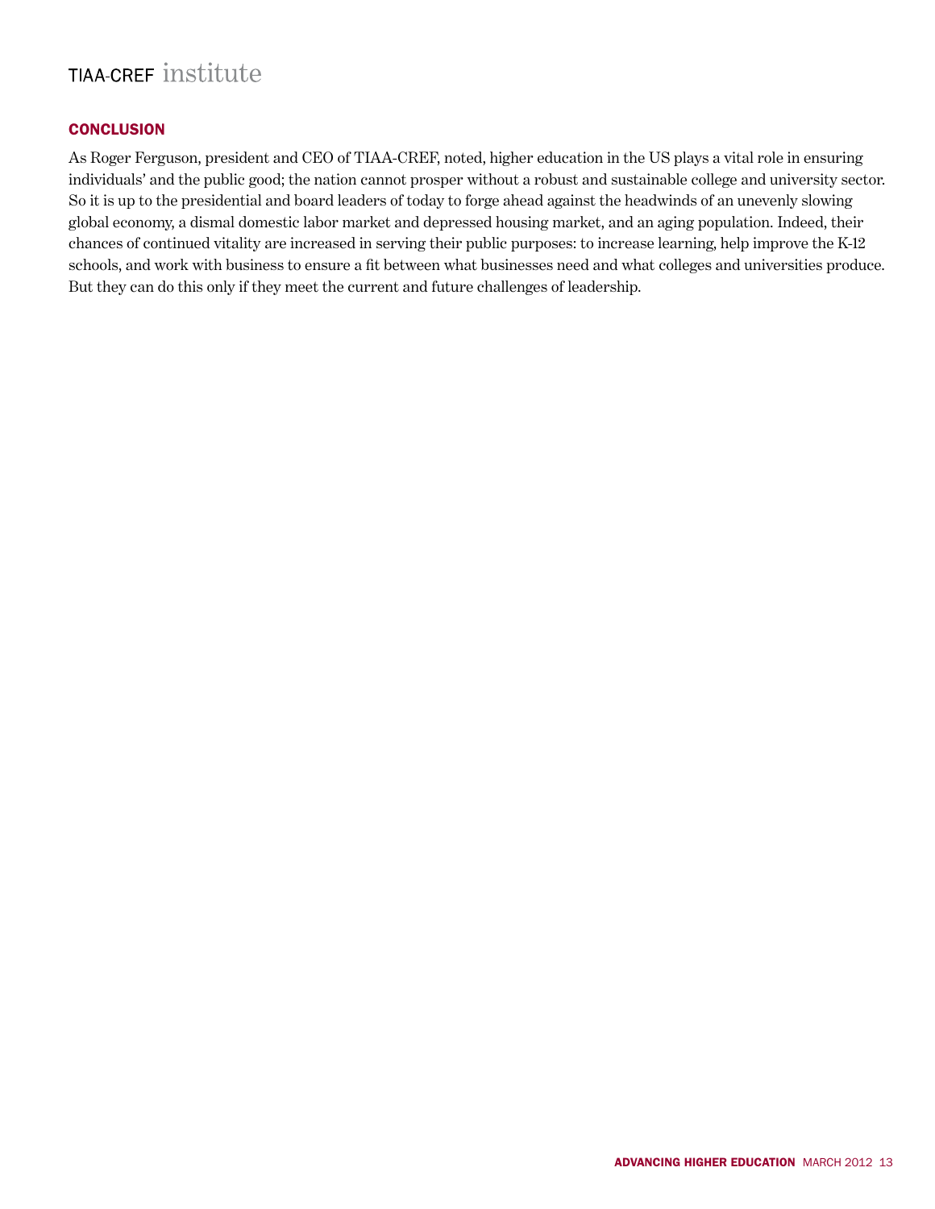## CONCLUSION

As Roger Ferguson, president and CEO of TIAA-CREF, noted, higher education in the US plays a vital role in ensuring individuals' and the public good; the nation cannot prosper without a robust and sustainable college and university sector. So it is up to the presidential and board leaders of today to forge ahead against the headwinds of an unevenly slowing global economy, a dismal domestic labor market and depressed housing market, and an aging population. Indeed, their chances of continued vitality are increased in serving their public purposes: to increase learning, help improve the K-12 schools, and work with business to ensure a fit between what businesses need and what colleges and universities produce. But they can do this only if they meet the current and future challenges of leadership.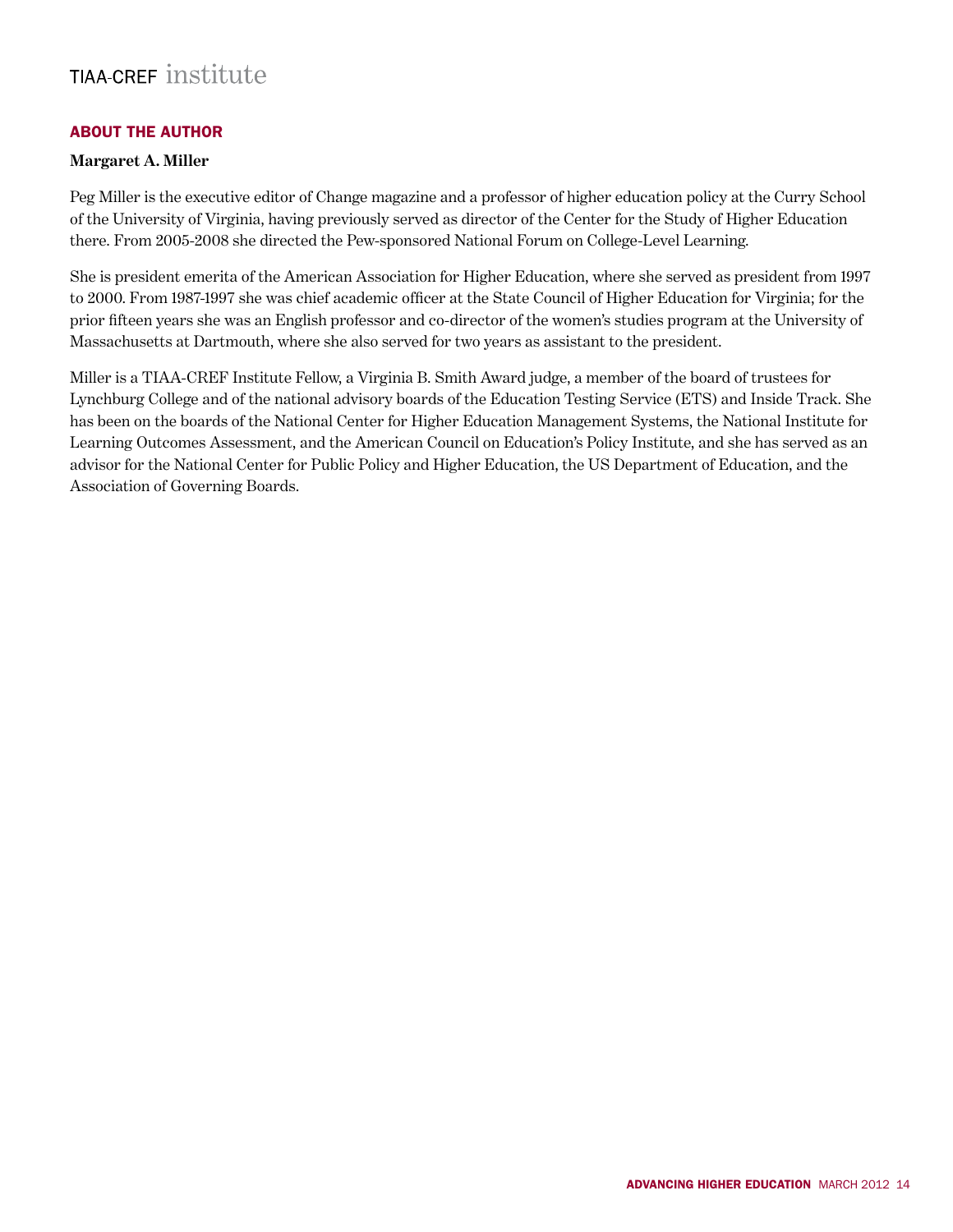## ABOUT THE AUTHOR

**Margaret A. Miller**

Peg Miller is the executive editor of Change magazine and a professor of higher education policy at the Curry School of the University of Virginia, having previously served as director of the Center for the Study of Higher Education there. From 2005-2008 she directed the Pew-sponsored National Forum on College-Level Learning.

She is president emerita of the American Association for Higher Education, where she served as president from 1997 to 2000. From 1987-1997 she was chief academic officer at the State Council of Higher Education for Virginia; for the prior fifteen years she was an English professor and co-director of the women's studies program at the University of Massachusetts at Dartmouth, where she also served for two years as assistant to the president.

Miller is a TIAA-CREF Institute Fellow, a Virginia B. Smith Award judge, a member of the board of trustees for Lynchburg College and of the national advisory boards of the Education Testing Service (ETS) and Inside Track. She has been on the boards of the National Center for Higher Education Management Systems, the National Institute for Learning Outcomes Assessment, and the American Council on Education's Policy Institute, and she has served as an advisor for the National Center for Public Policy and Higher Education, the US Department of Education, and the Association of Governing Boards.